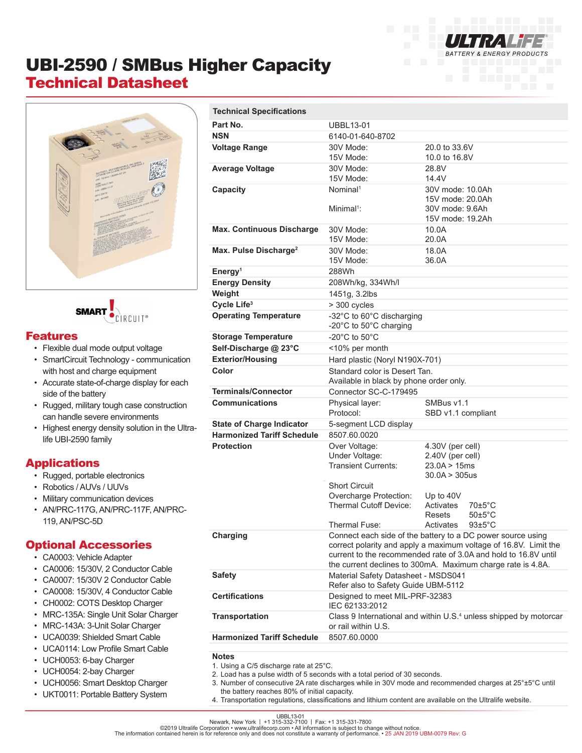# UBI-2590 / SMBus Higher Capacity

## Technical Datasheet

SMART CIRCUIT®

## Features

- Flexible dual mode output voltage
- SmartCircuit Technology - communication with host and charge equipment
- Accurate state-of-charge display for each side of the battery
- Rugged, military tough case construction can handle severe environments
- Highest energy density solution in the Ultra-life UBI-2590 family

## Applications

- Rugged, portable electronics
- Robotics / AUVs / UUVs
- Military communication devices
- AN/PRC-117G, AN/PRC-117F, AN/PRC-119, AN/PSC-5D

## Optional Accessories

- CA0003: Vehicle Adapter
- CA0006: 15/30V, 2 Conductor Cable
- CA0007: 15/30V 2 Conductor Cable
- CA0008: 15/30V, 4 Conductor Cable
- CH0002: COTS Desktop Charger
- MRC-135A: Single Unit Solar Charger
- MRC-143A: 3-Unit Solar Charger
- UCA0039: Shielded Smart Cable
- UCA0114: Low Profile Smart Cable
- UCH0053: 6-bay Charger
- UCH0054: 2-bay Charger
- UCH0056: Smart Desktop Charger
- UKT0011: Portable Battery System

| Technical Specifications | | |
|---|---|---|
| Part No. | UBBL13-01 | |
| NSN | 6140-01-640-8702 | |
| Voltage Range | 30V Mode:<br>15V Mode: | 20.0 to 33.6V<br>10.0 to 16.8V |
| Average Voltage | 30V Mode:<br>15V Mode: | 28.8V<br>14.4V |
| Capacity | Nominal[1]<br><br>Minimal[1]: | 30V mode: 10.0Ah<br>15V mode: 20.0Ah<br>30V mode: 9.6Ah<br>15V mode: 19.2Ah |
| Max. Continuous Discharge | 30V Mode:<br>15V Mode: | 10.0A<br>20.0A |
| Max. Pulse Discharge[2] | 30V Mode:<br>15V Mode: | 18.0A<br>36.0A |
| Energy[1] | 288Wh | |
| Energy Density | 208Wh/kg, 334Wh/l | |
| Weight | 1451g, 3.2lbs | |
| Cycle Life[3] | > 300 cycles | |
| Operating Temperature | -32°C to 60°C discharging<br>-20°C to 50°C charging | |
| Storage Temperature | -20°C to 50°C | |
| Self-Discharge @ 23°C | <10% per month | |
| Exterior/Housing | Hard plastic (Noryl N190X-701) | |
| Color | Standard color is Desert Tan.<br>Available in black by phone order only. | |
| Terminals/Connector | Connector SC-C-179495 | |
| Communications | Physical layer:<br>Protocol: | SMBus v1.1<br>SBD v1.1 compliant |
| State of Charge Indicator | 5-segment LCD display | |
| Harmonized Tariff Schedule | 8507.60.0020 | |
| Protection | Over Voltage:<br>Under Voltage:<br>Transient Currents:<br><br>Short Circuit<br>Overcharge Protection:<br>Thermal Cutoff Device:<br><br>Thermal Fuse: | 4.30V (per cell)<br>2.40V (per cell)<br>23.0A > 15ms<br>30.0A > 305us<br><br>Up to 40V<br>Activates 70±5°C<br>Resets 50±5°C<br>Activates 93±5°C |
| Charging | Connect each side of the battery to a DC power source using correct polarity and apply a maximum voltage of 16.8V. Limit the current to the recommended rate of 3.0A and hold to 16.8V until the current declines to 300mA. Maximum charge rate is 4.8A. | |
| Safety | Material Safety Datasheet - MSDS041<br>Refer also to Safety Guide UBM-5112 | |
| Certifications | Designed to meet MIL-PRF-32383<br>IEC 62133:2012 | |
| Transportation | Class 9 International and within U.S.[4] unless shipped by motorcar or rail within U.S. | |
| Harmonized Tariff Schedule | 8507.60.0000 | |

**Notes**

1. Using a C/5 discharge rate at 25°C.
2. Load has a pulse width of 5 seconds with a total period of 30 seconds.
3. Number of consecutive 2A rate discharges while in 30V mode and recommended charges at 25°±5°C until the battery reaches 80% of initial capacity.
4. Transportation regulations, classifications and lithium content are available on the Ultralife website.

UBBL13-01
Newark, New York | +1 315-332-7100 | Fax: +1 315-331-7800
©2019 Ultralife Corporation • www.ultralifecorp.com • All information is subject to change without notice.
The information contained herein is for reference only and does not constitute a warranty of performance. • 25 JAN 2019 UBM-0079 Rev: G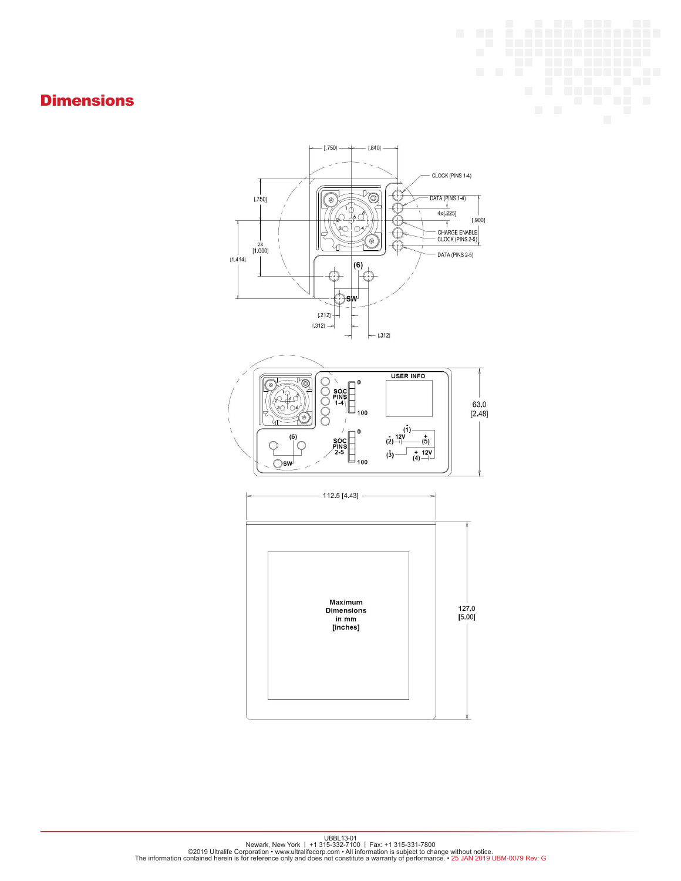# Dimensions

[.750] [.840]

CLOCK (PINS 1-4)

DATA (PINS 1-4)

4x[.225]

[.900]

CHARGE ENABLE

CLOCK (PINS 2-5)

DATA (PINS 2-5)

[.750]

2X [1.000]

[1.414]

(6)

SW

[.212]

[.312]

[.312]

SOC PINS 1-4

0

100

USER INFO

63.0 [2.48]

(6)

SOC PINS 2-5

0

100

(1) (2) 12V (5) (3) 12V (4)

SW

112.5 [4.43]

Maximum Dimensions in mm [inches]

127.0 [5.00]

UBBL13-01

Newark, New York | +1 315-332-7100 | Fax: +1 315-331-7800

©2019 Ultralife Corporation • www.ultralifecorp.com • All information is subject to change without notice.

The information contained herein is for reference only and does not constitute a warranty of performance. • 25 JAN 2019 UBM-0079 Rev: G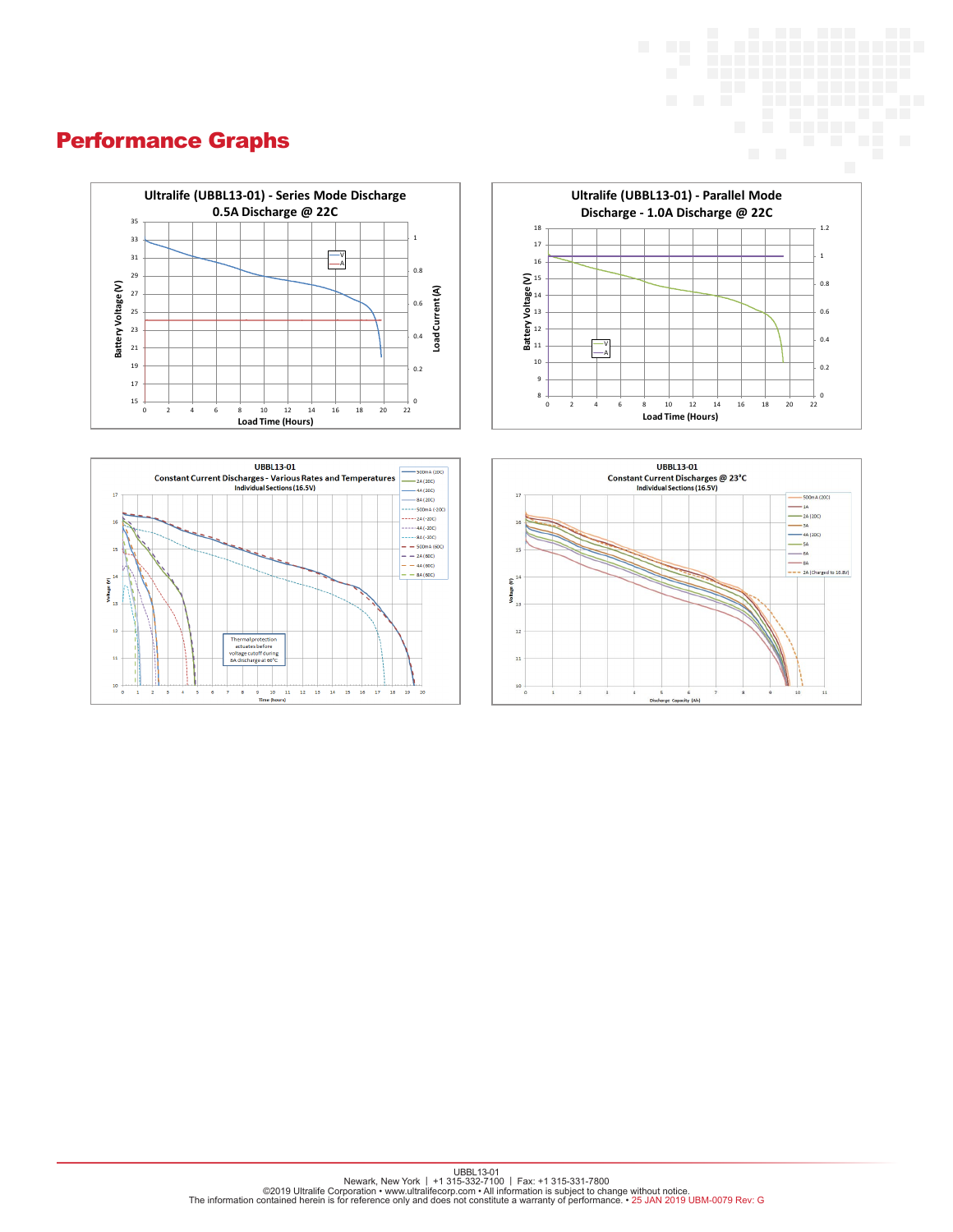# Performance Graphs

Ultralife (UBBL13-01) - Series Mode Discharge
0.5A Discharge @ 22C

Battery Voltage (V)
Load Current (A)
Load Time (Hours)
V
A

35, 33, 31, 29, 27, 25, 23, 21, 19, 17, 15
1, 0.8, 0.6, 0.4, 0.2, 0
0, 2, 4, 6, 8, 10, 12, 14, 16, 18, 20, 22

Ultralife (UBBL13-01) - Parallel Mode
Discharge - 1.0A Discharge @ 22C

Battery Voltage (V)
Load Time (Hours)
V
A

18, 17, 16, 15, 14, 13, 12, 11, 10, 9, 8
1.2, 1, 0.8, 0.6, 0.4, 0.2, 0
0, 2, 4, 6, 8, 10, 12, 14, 16, 18, 20, 22

UBBL13-01
Constant Current Discharges - Various Rates and Temperatures
Individual Sections (16.5V)

Voltage (V)
Time (hours)

500mA (20C)
2A (20C)
4A (20C)
8A (20C)
500mA (-20C)
2A (-20C)
4A (-20C)
8A (-20C)
500mA (60C)
2A (60C)
4A (60C)
8A (60C)

Thermal protection actuates before voltage cutoff during 8A discharge at 60°C

17, 16, 15, 14, 13, 12, 11, 10
0, 1, 2, 3, 4, 5, 6, 7, 8, 9, 10, 11, 12, 13, 14, 15, 16, 17, 18, 19, 20

UBBL13-01
Constant Current Discharges @ 23°C
Individual Sections (16.5V)

Voltage (V)
Discharge Capacity (Ah)

500mA (20C)
1A
2A (20C)
3A
4A (20C)
5A
6A
8A
2A (Charged to 16.8V)

17, 16, 15, 14, 13, 12, 11, 10
0, 1, 2, 3, 4, 5, 6, 7, 8, 9, 10, 11

UBBL13-01
Newark, New York | +1 315-332-7100 | Fax: +1 315-331-7800
©2019 Ultralife Corporation • www.ultralifecorp.com • All information is subject to change without notice.
The information contained herein is for reference only and does not constitute a warranty of performance. • 25 JAN 2019 UBM-0079 Rev: G